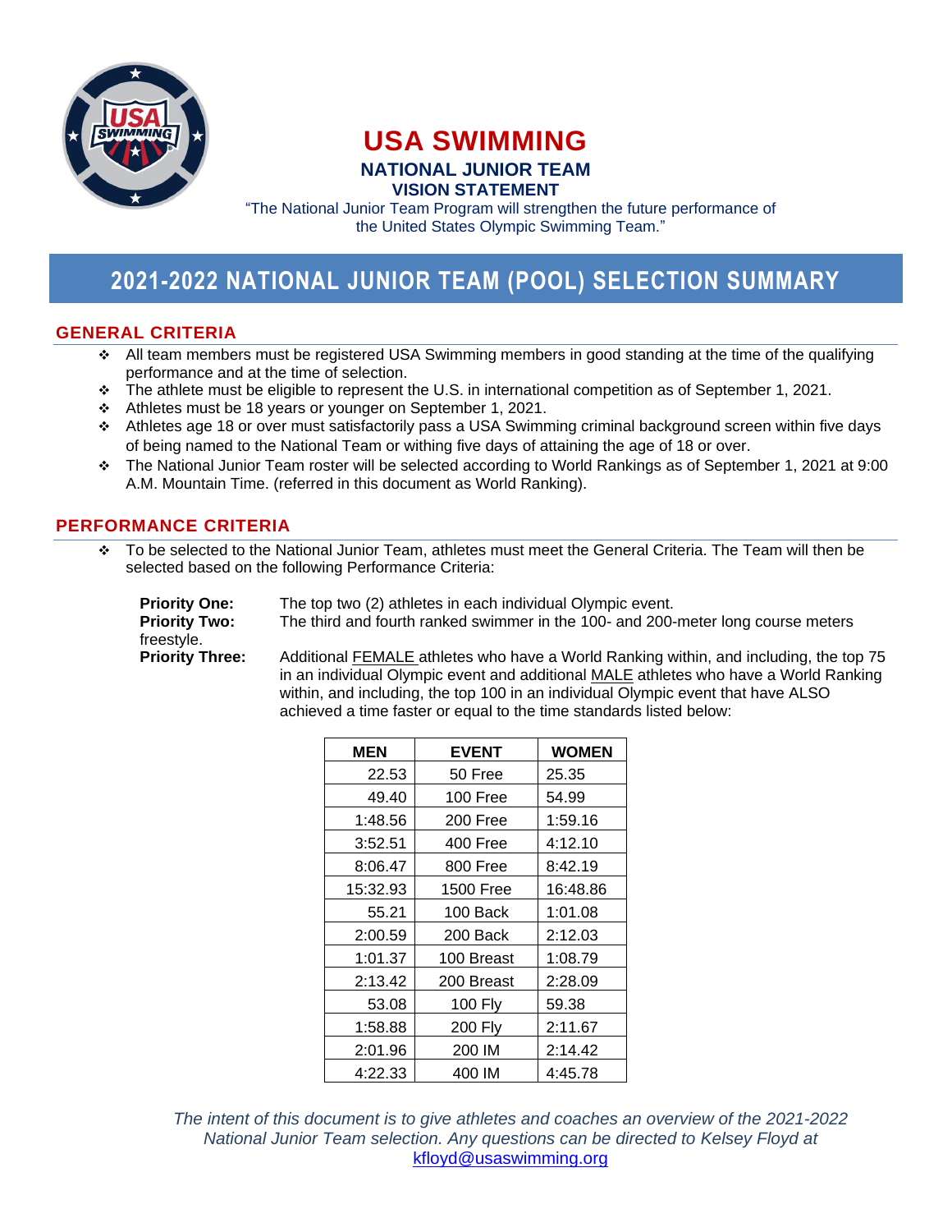# USA SWIMMING

### NATIONAL JUNIOR TEAM
### VISION STATEMENT

"The National Junior Team Program will strengthen the future performance of the United States Olympic Swimming Team."

## 2021-2022 NATIONAL JUNIOR TEAM (POOL) SELECTION SUMMARY

### GENERAL CRITERIA

- All team members must be registered USA Swimming members in good standing at the time of the qualifying performance and at the time of selection.
- The athlete must be eligible to represent the U.S. in international competition as of September 1, 2021.
- Athletes must be 18 years or younger on September 1, 2021.
- Athletes age 18 or over must satisfactorily pass a USA Swimming criminal background screen within five days of being named to the National Team or withing five days of attaining the age of 18 or over.
- The National Junior Team roster will be selected according to World Rankings as of September 1, 2021 at 9:00 A.M. Mountain Time. (referred in this document as World Ranking).

### PERFORMANCE CRITERIA

- To be selected to the National Junior Team, athletes must meet the General Criteria. The Team will then be selected based on the following Performance Criteria:

**Priority One:** The top two (2) athletes in each individual Olympic event.

**Priority Two:** The third and fourth ranked swimmer in the 100- and 200-meter long course meters freestyle.

**Priority Three:** Additional FEMALE athletes who have a World Ranking within, and including, the top 75 in an individual Olympic event and additional MALE athletes who have a World Ranking within, and including, the top 100 in an individual Olympic event that have ALSO achieved a time faster or equal to the time standards listed below:

| MEN | EVENT | WOMEN |
|---|---|---|
| 22.53 | 50 Free | 25.35 |
| 49.40 | 100 Free | 54.99 |
| 1:48.56 | 200 Free | 1:59.16 |
| 3:52.51 | 400 Free | 4:12.10 |
| 8:06.47 | 800 Free | 8:42.19 |
| 15:32.93 | 1500 Free | 16:48.86 |
| 55.21 | 100 Back | 1:01.08 |
| 2:00.59 | 200 Back | 2:12.03 |
| 1:01.37 | 100 Breast | 1:08.79 |
| 2:13.42 | 200 Breast | 2:28.09 |
| 53.08 | 100 Fly | 59.38 |
| 1:58.88 | 200 Fly | 2:11.67 |
| 2:01.96 | 200 IM | 2:14.42 |
| 4:22.33 | 400 IM | 4:45.78 |

*The intent of this document is to give athletes and coaches an overview of the 2021-2022 National Junior Team selection. Any questions can be directed to Kelsey Floyd at* kfloyd@usaswimming.org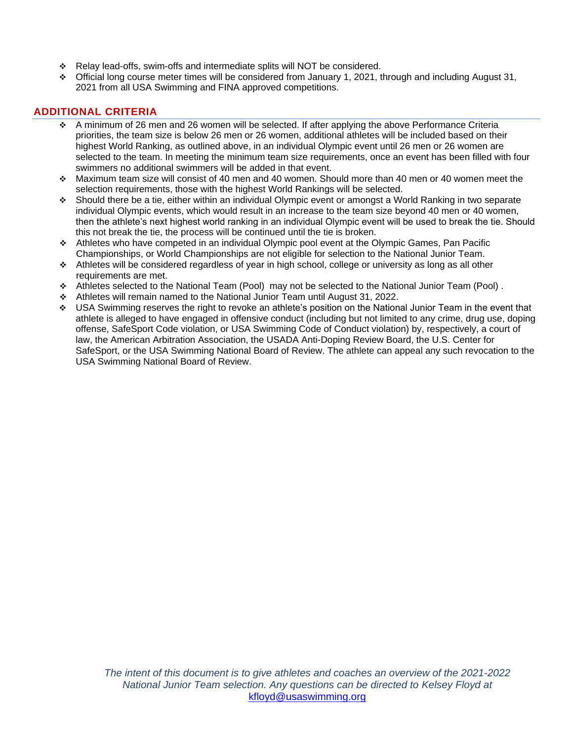- Relay lead-offs, swim-offs and intermediate splits will NOT be considered.
- Official long course meter times will be considered from January 1, 2021, through and including August 31, 2021 from all USA Swimming and FINA approved competitions.

## ADDITIONAL CRITERIA

- A minimum of 26 men and 26 women will be selected. If after applying the above Performance Criteria priorities, the team size is below 26 men or 26 women, additional athletes will be included based on their highest World Ranking, as outlined above, in an individual Olympic event until 26 men or 26 women are selected to the team. In meeting the minimum team size requirements, once an event has been filled with four swimmers no additional swimmers will be added in that event.
- Maximum team size will consist of 40 men and 40 women. Should more than 40 men or 40 women meet the selection requirements, those with the highest World Rankings will be selected.
- Should there be a tie, either within an individual Olympic event or amongst a World Ranking in two separate individual Olympic events, which would result in an increase to the team size beyond 40 men or 40 women, then the athlete's next highest world ranking in an individual Olympic event will be used to break the tie. Should this not break the tie, the process will be continued until the tie is broken.
- Athletes who have competed in an individual Olympic pool event at the Olympic Games, Pan Pacific Championships, or World Championships are not eligible for selection to the National Junior Team.
- Athletes will be considered regardless of year in high school, college or university as long as all other requirements are met.
- Athletes selected to the National Team (Pool) may not be selected to the National Junior Team (Pool) .
- Athletes will remain named to the National Junior Team until August 31, 2022.
- USA Swimming reserves the right to revoke an athlete's position on the National Junior Team in the event that athlete is alleged to have engaged in offensive conduct (including but not limited to any crime, drug use, doping offense, SafeSport Code violation, or USA Swimming Code of Conduct violation) by, respectively, a court of law, the American Arbitration Association, the USADA Anti-Doping Review Board, the U.S. Center for SafeSport, or the USA Swimming National Board of Review. The athlete can appeal any such revocation to the USA Swimming National Board of Review.

*The intent of this document is to give athletes and coaches an overview of the 2021-2022 National Junior Team selection. Any questions can be directed to Kelsey Floyd at* kfloyd@usaswimming.org